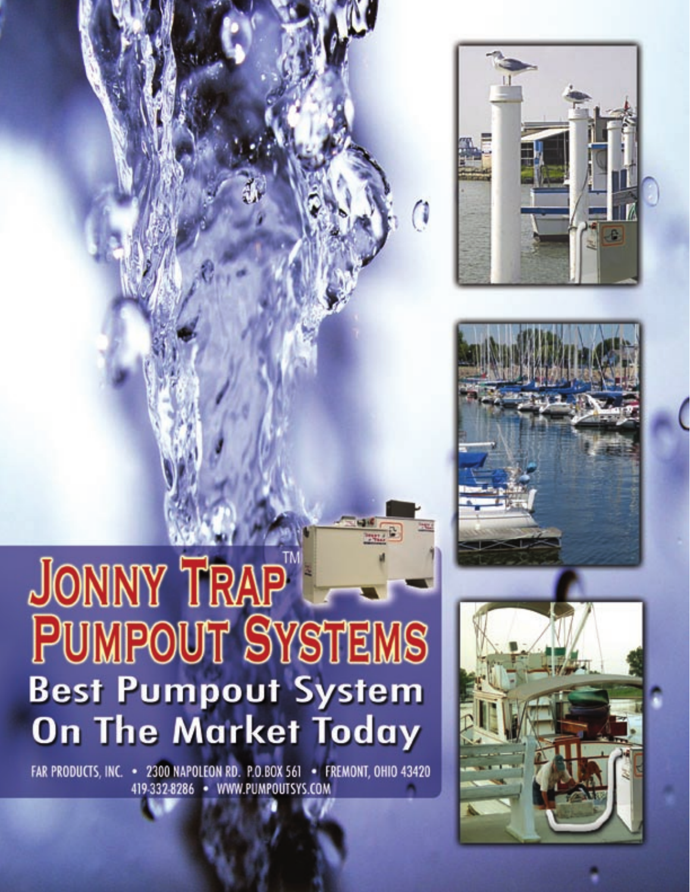# JONNY TRAP™ PUMPOUT SYSTEMS

## Best Pumpout System On The Market Today

FAR PRODUCTS, INC. • 2300 NAPOLEON RD. P.O.BOX 561 • FREMONT, OHIO 43420
419-332-8286 • WWW.PUMPOUTSYS.COM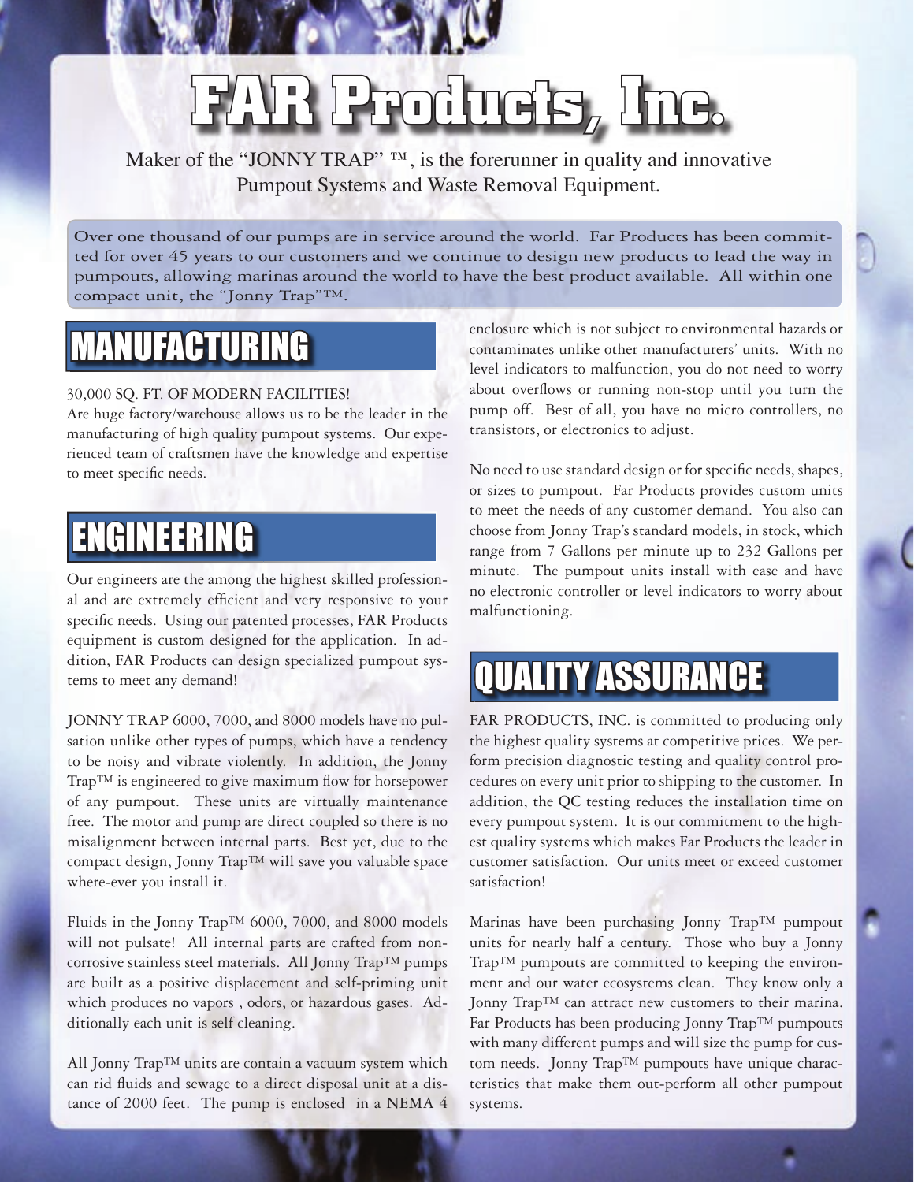# FAR Products, Inc.

Maker of the "JONNY TRAP" ™, is the forerunner in quality and innovative Pumpout Systems and Waste Removal Equipment.

Over one thousand of our pumps are in service around the world. Far Products has been committed for over 45 years to our customers and we continue to design new products to lead the way in pumpouts, allowing marinas around the world to have the best product available. All within one compact unit, the "Jonny Trap"™.

## MANUFACTURING

30,000 SQ. FT. OF MODERN FACILITIES!

Are huge factory/warehouse allows us to be the leader in the manufacturing of high quality pumpout systems. Our experienced team of craftsmen have the knowledge and expertise to meet specific needs.

## ENGINEERING

Our engineers are the among the highest skilled professional and are extremely efficient and very responsive to your specific needs. Using our patented processes, FAR Products equipment is custom designed for the application. In addition, FAR Products can design specialized pumpout systems to meet any demand!

JONNY TRAP 6000, 7000, and 8000 models have no pulsation unlike other types of pumps, which have a tendency to be noisy and vibrate violently. In addition, the Jonny Trap™ is engineered to give maximum flow for horsepower of any pumpout. These units are virtually maintenance free. The motor and pump are direct coupled so there is no misalignment between internal parts. Best yet, due to the compact design, Jonny Trap™ will save you valuable space where-ever you install it.

Fluids in the Jonny Trap™ 6000, 7000, and 8000 models will not pulsate! All internal parts are crafted from non-corrosive stainless steel materials. All Jonny Trap™ pumps are built as a positive displacement and self-priming unit which produces no vapors , odors, or hazardous gases. Additionally each unit is self cleaning.

All Jonny Trap™ units are contain a vacuum system which can rid fluids and sewage to a direct disposal unit at a distance of 2000 feet. The pump is enclosed in a NEMA 4 enclosure which is not subject to environmental hazards or contaminates unlike other manufacturers' units. With no level indicators to malfunction, you do not need to worry about overflows or running non-stop until you turn the pump off. Best of all, you have no micro controllers, no transistors, or electronics to adjust.

No need to use standard design or for specific needs, shapes, or sizes to pumpout. Far Products provides custom units to meet the needs of any customer demand. You also can choose from Jonny Trap's standard models, in stock, which range from 7 Gallons per minute up to 232 Gallons per minute. The pumpout units install with ease and have no electronic controller or level indicators to worry about malfunctioning.

## QUALITY ASSURANCE

FAR PRODUCTS, INC. is committed to producing only the highest quality systems at competitive prices. We perform precision diagnostic testing and quality control procedures on every unit prior to shipping to the customer. In addition, the QC testing reduces the installation time on every pumpout system. It is our commitment to the highest quality systems which makes Far Products the leader in customer satisfaction. Our units meet or exceed customer satisfaction!

Marinas have been purchasing Jonny Trap™ pumpout units for nearly half a century. Those who buy a Jonny Trap™ pumpouts are committed to keeping the environment and our water ecosystems clean. They know only a Jonny Trap™ can attract new customers to their marina. Far Products has been producing Jonny Trap™ pumpouts with many different pumps and will size the pump for custom needs. Jonny Trap™ pumpouts have unique characteristics that make them out-perform all other pumpout systems.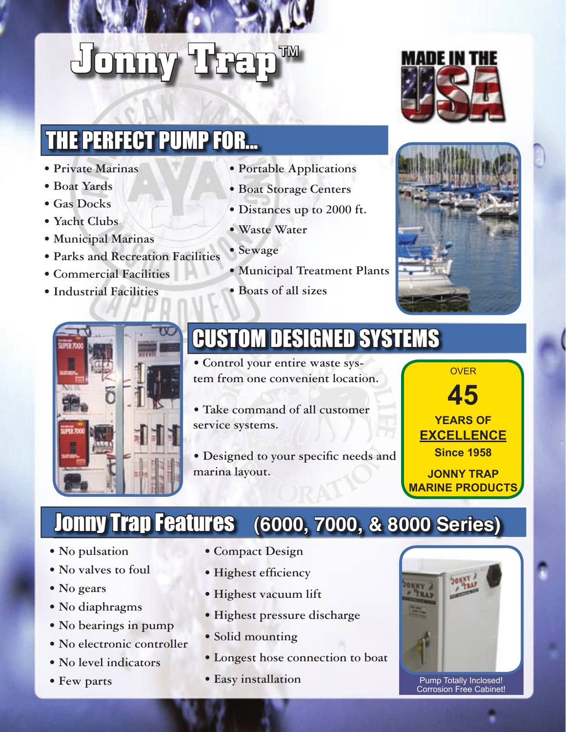# Jonny Trap™

MADE IN THE USA

## THE PERFECT PUMP FOR...

- Private Marinas
- Boat Yards
- Gas Docks
- Yacht Clubs
- Municipal Marinas
- Parks and Recreation Facilities
- Commercial Facilities
- Industrial Facilities
- Portable Applications
- Boat Storage Centers
- Distances up to 2000 ft.
- Waste Water
- Sewage
- Municipal Treatment Plants
- Boats of all sizes

## CUSTOM DESIGNED SYSTEMS

- Control your entire waste system from one convenient location.
- Take command of all customer service systems.
- Designed to your specific needs and marina layout.

OVER **45** **YEARS OF EXCELLENCE** **Since 1958** **JONNY TRAP MARINE PRODUCTS**

## Jonny Trap Features (6000, 7000, & 8000 Series)

- No pulsation
- No valves to foul
- No gears
- No diaphragms
- No bearings in pump
- No electronic controller
- No level indicators
- Few parts
- Compact Design
- Highest efficiency
- Highest vacuum lift
- Highest pressure discharge
- Solid mounting
- Longest hose connection to boat
- Easy installation

Pump Totally Inclosed! Corrosion Free Cabinet!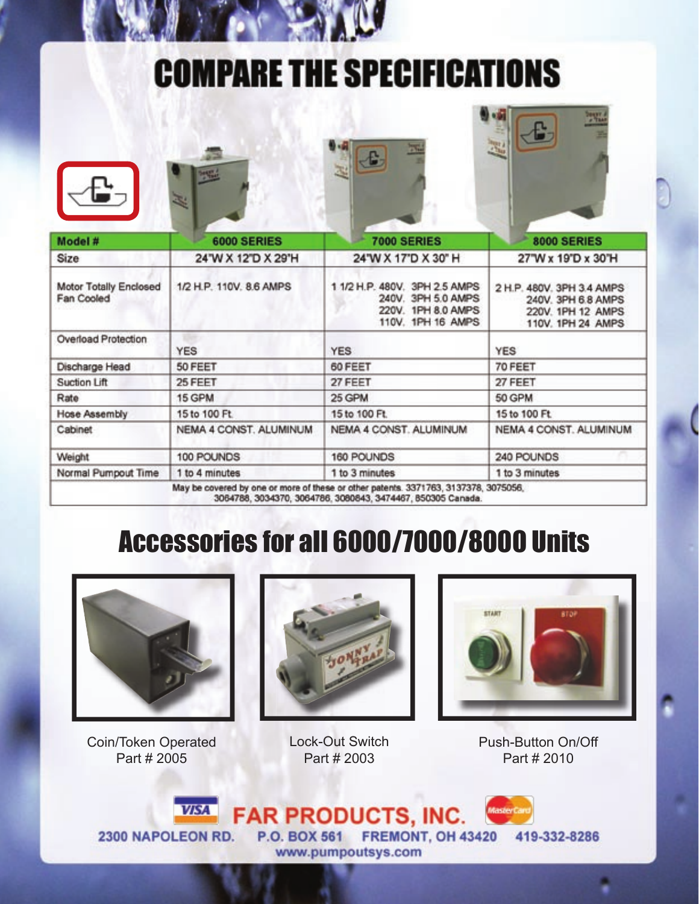# COMPARE THE SPECIFICATIONS

| Model # | 6000 SERIES | 7000 SERIES | 8000 SERIES |
|---|---|---|---|
| Size | 24"W X 12"D X 29"H | 24"W X 17"D X 30" H | 27"W x 19"D x 30"H |
| Motor Totally Enclosed Fan Cooled | 1/2 H.P. 110V. 8.6 AMPS | 1 1/2 H.P. 480V. 3PH 2.5 AMPS<br>240V. 3PH 5.0 AMPS<br>220V. 1PH 8.0 AMPS<br>110V. 1PH 16 AMPS | 2 H.P. 480V. 3PH 3.4 AMPS<br>240V. 3PH 6.8 AMPS<br>220V. 1PH 12 AMPS<br>110V. 1PH 24 AMPS |
| Overload Protection | YES | YES | YES |
| Discharge Head | 50 FEET | 60 FEET | 70 FEET |
| Suction Lift | 25 FEET | 27 FEET | 27 FEET |
| Rate | 15 GPM | 25 GPM | 50 GPM |
| Hose Assembly | 15 to 100 Ft. | 15 to 100 Ft. | 15 to 100 Ft. |
| Cabinet | NEMA 4 CONST. ALUMINUM | NEMA 4 CONST. ALUMINUM | NEMA 4 CONST. ALUMINUM |
| Weight | 100 POUNDS | 160 POUNDS | 240 POUNDS |
| Normal Pumpout Time | 1 to 4 minutes | 1 to 3 minutes | 1 to 3 minutes |

May be covered by one or more of these or other patents. 3371763, 3137378, 3075056, 3064788, 3034370, 3064786, 3080843, 3474467, 850305 Canada.

# Accessories for all 6000/7000/8000 Units

Coin/Token Operated
Part # 2005

Lock-Out Switch
Part # 2003

Push-Button On/Off
Part # 2010

**FAR PRODUCTS, INC.**

2300 NAPOLEON RD. P.O. BOX 561 FREMONT, OH 43420 419-332-8286

www.pumpoutsys.com